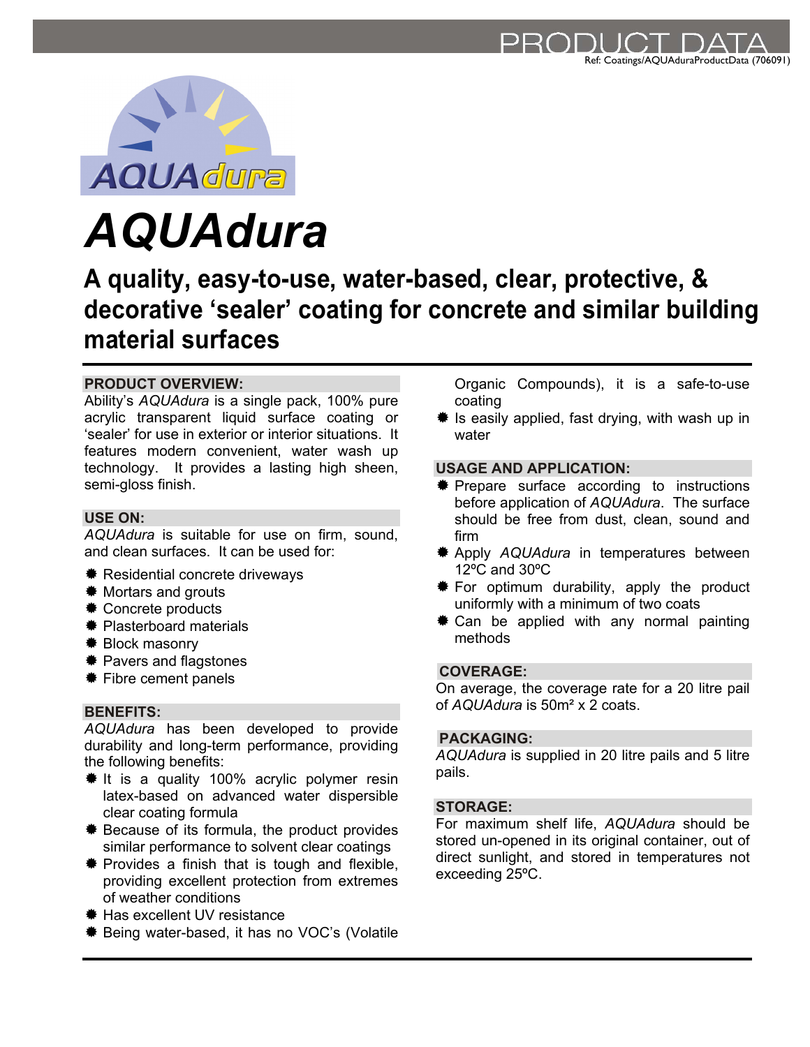PRODUCT DATA

Ref: Coatings/AQUAduraProductData (706091)

# *AQUAdura*

## A quality, easy-to-use, water-based, clear, protective, & decorative 'sealer' coating for concrete and similar building material surfaces

### PRODUCT OVERVIEW:

Ability's *AQUAdura* is a single pack, 100% pure acrylic transparent liquid surface coating or 'sealer' for use in exterior or interior situations. It features modern convenient, water wash up technology. It provides a lasting high sheen, semi-gloss finish.

### USE ON:

*AQUAdura* is suitable for use on firm, sound, and clean surfaces. It can be used for:

- Residential concrete driveways
- Mortars and grouts
- Concrete products
- Plasterboard materials
- Block masonry
- Pavers and flagstones
- Fibre cement panels

### BENEFITS:

*AQUAdura* has been developed to provide durability and long-term performance, providing the following benefits:

- It is a quality 100% acrylic polymer resin latex-based on advanced water dispersible clear coating formula
- Because of its formula, the product provides similar performance to solvent clear coatings
- Provides a finish that is tough and flexible, providing excellent protection from extremes of weather conditions
- Has excellent UV resistance
- Being water-based, it has no VOC's (Volatile Organic Compounds), it is a safe-to-use coating
- Is easily applied, fast drying, with wash up in water

### USAGE AND APPLICATION:

- Prepare surface according to instructions before application of *AQUAdura*. The surface should be free from dust, clean, sound and firm
- Apply *AQUAdura* in temperatures between 12ºC and 30ºC
- For optimum durability, apply the product uniformly with a minimum of two coats
- Can be applied with any normal painting methods

### COVERAGE:

On average, the coverage rate for a 20 litre pail of *AQUAdura* is 50m² x 2 coats.

### PACKAGING:

*AQUAdura* is supplied in 20 litre pails and 5 litre pails.

### STORAGE:

For maximum shelf life, *AQUAdura* should be stored un-opened in its original container, out of direct sunlight, and stored in temperatures not exceeding 25ºC.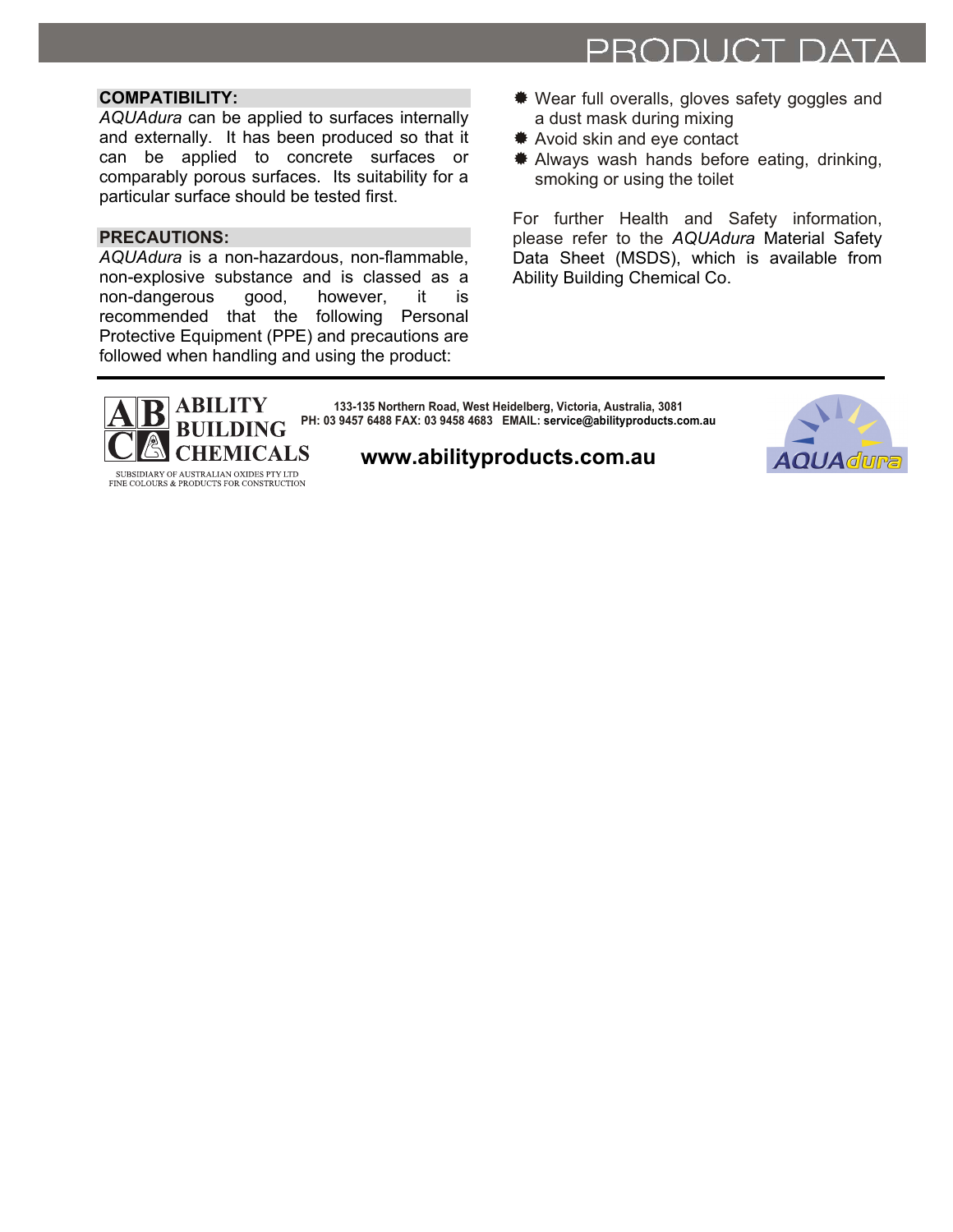## COMPATIBILITY:

*AQUAdura* can be applied to surfaces internally and externally. It has been produced so that it can be applied to concrete surfaces or comparably porous surfaces. Its suitability for a particular surface should be tested first.

## PRECAUTIONS:

*AQUAdura* is a non-hazardous, non-flammable, non-explosive substance and is classed as a non-dangerous good, however, it is recommended that the following Personal Protective Equipment (PPE) and precautions are followed when handling and using the product:

- Wear full overalls, gloves safety goggles and a dust mask during mixing
- Avoid skin and eye contact
- Always wash hands before eating, drinking, smoking or using the toilet

For further Health and Safety information, please refer to the *AQUAdura* Material Safety Data Sheet (MSDS), which is available from Ability Building Chemical Co.

---

**ABILITY BUILDING CHEMICALS**

SUBSIDIARY OF AUSTRALIAN OXIDES PTY LTD
FINE COLOURS & PRODUCTS FOR CONSTRUCTION

**133-135 Northern Road, West Heidelberg, Victoria, Australia, 3081**
**PH: 03 9457 6488 FAX: 03 9458 4683 EMAIL: service@abilityproducts.com.au**

**www.abilityproducts.com.au**

AQUAdura